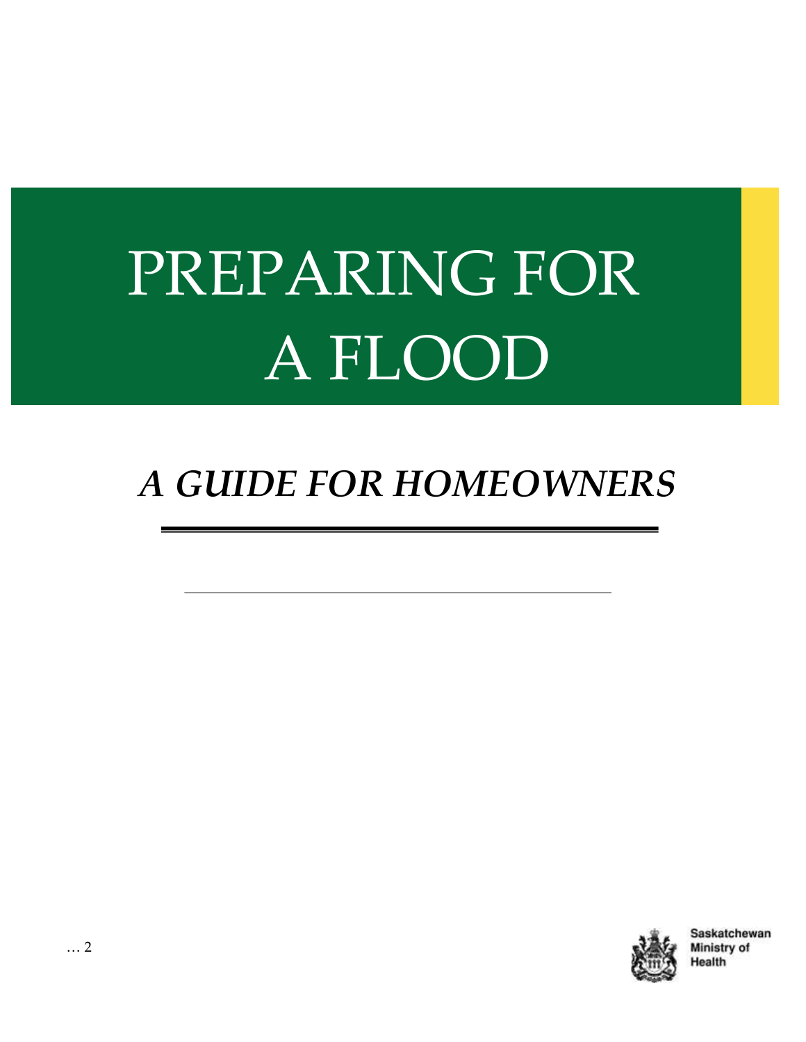# PREPARING FOR A FLOOD

## *A GUIDE FOR HOMEOWNERS*

Saskatchewan Ministry of Health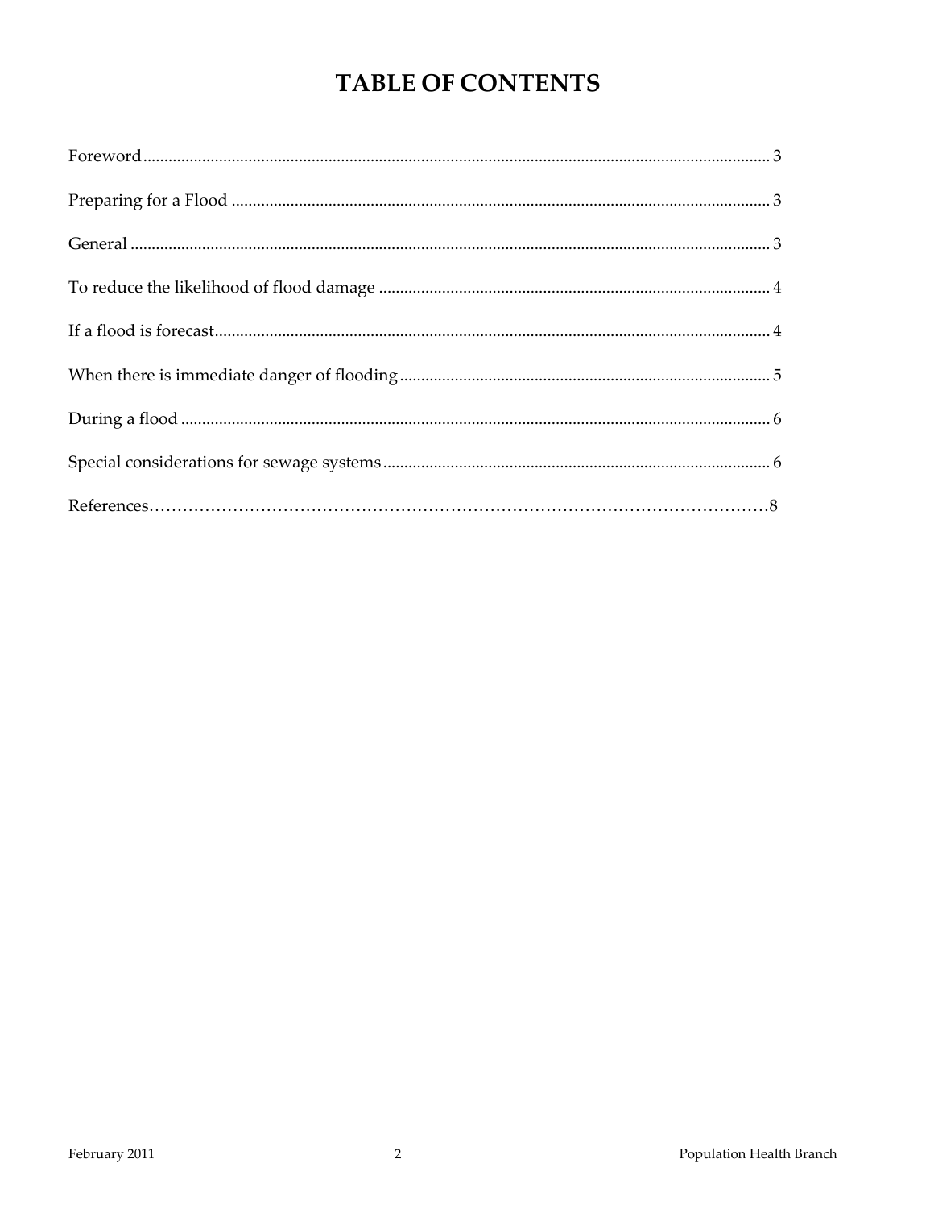# TABLE OF CONTENTS

Foreword .......................................................... 3

Preparing for a Flood .......................................................... 3

General .......................................................... 3

To reduce the likelihood of flood damage .......................................................... 4

If a flood is forecast .......................................................... 4

When there is immediate danger of flooding .......................................................... 5

During a flood .......................................................... 6

Special considerations for sewage systems .......................................................... 6

References .......................................................... 8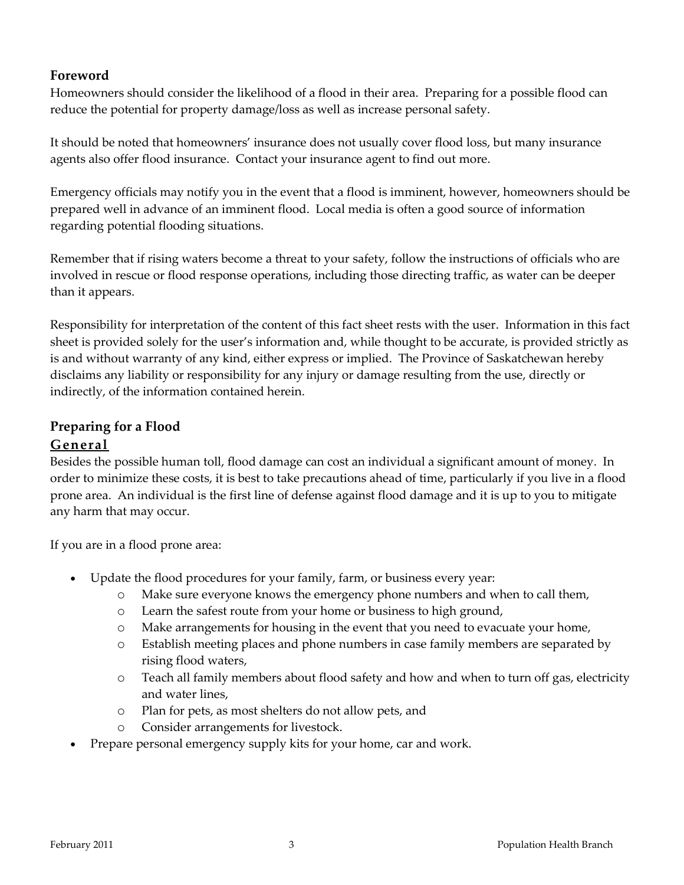## Foreword

Homeowners should consider the likelihood of a flood in their area. Preparing for a possible flood can reduce the potential for property damage/loss as well as increase personal safety.

It should be noted that homeowners' insurance does not usually cover flood loss, but many insurance agents also offer flood insurance. Contact your insurance agent to find out more.

Emergency officials may notify you in the event that a flood is imminent, however, homeowners should be prepared well in advance of an imminent flood. Local media is often a good source of information regarding potential flooding situations.

Remember that if rising waters become a threat to your safety, follow the instructions of officials who are involved in rescue or flood response operations, including those directing traffic, as water can be deeper than it appears.

Responsibility for interpretation of the content of this fact sheet rests with the user. Information in this fact sheet is provided solely for the user's information and, while thought to be accurate, is provided strictly as is and without warranty of any kind, either express or implied. The Province of Saskatchewan hereby disclaims any liability or responsibility for any injury or damage resulting from the use, directly or indirectly, of the information contained herein.

## Preparing for a Flood

### General

Besides the possible human toll, flood damage can cost an individual a significant amount of money. In order to minimize these costs, it is best to take precautions ahead of time, particularly if you live in a flood prone area. An individual is the first line of defense against flood damage and it is up to you to mitigate any harm that may occur.

If you are in a flood prone area:

- Update the flood procedures for your family, farm, or business every year:
  - Make sure everyone knows the emergency phone numbers and when to call them,
  - Learn the safest route from your home or business to high ground,
  - Make arrangements for housing in the event that you need to evacuate your home,
  - Establish meeting places and phone numbers in case family members are separated by rising flood waters,
  - Teach all family members about flood safety and how and when to turn off gas, electricity and water lines,
  - Plan for pets, as most shelters do not allow pets, and
  - Consider arrangements for livestock.
- Prepare personal emergency supply kits for your home, car and work.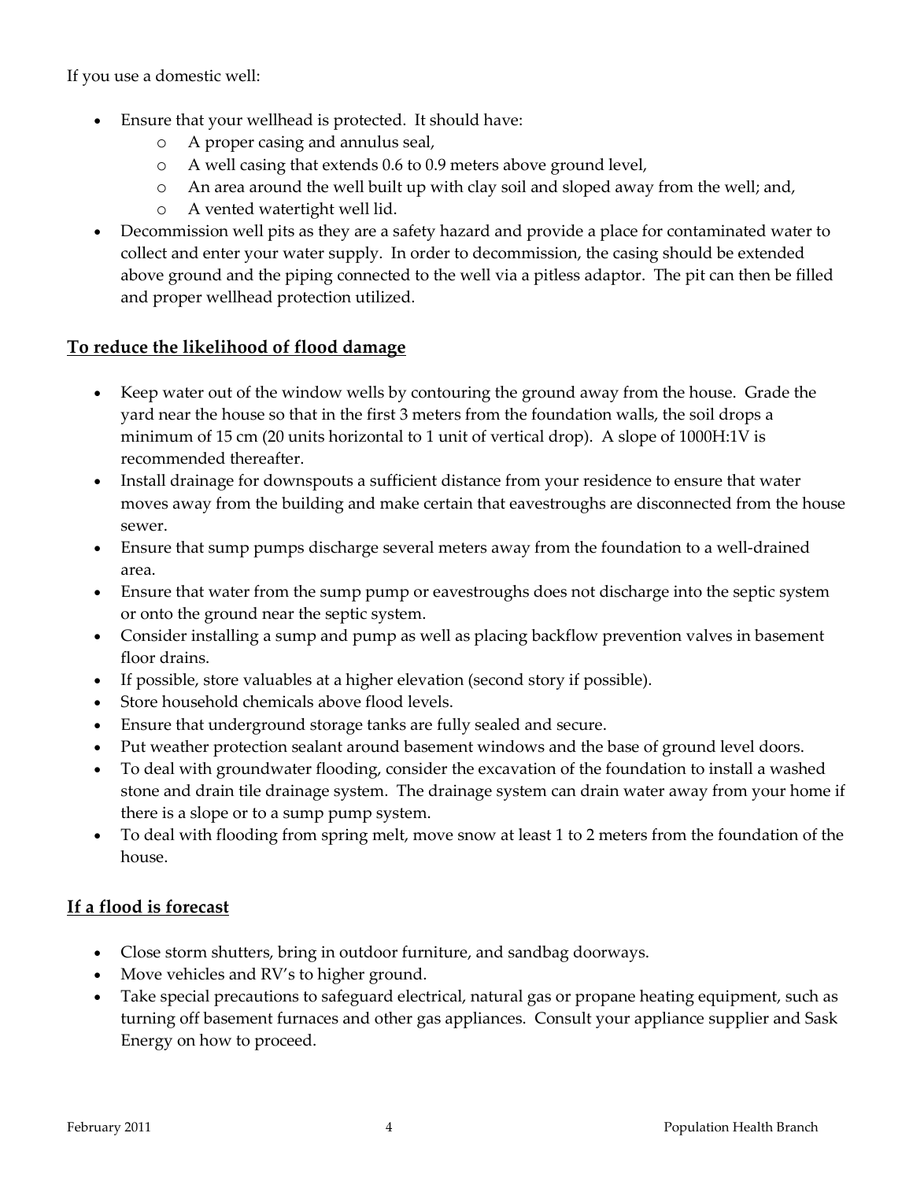If you use a domestic well:

- Ensure that your wellhead is protected. It should have:
  - A proper casing and annulus seal,
  - A well casing that extends 0.6 to 0.9 meters above ground level,
  - An area around the well built up with clay soil and sloped away from the well; and,
  - A vented watertight well lid.
- Decommission well pits as they are a safety hazard and provide a place for contaminated water to collect and enter your water supply. In order to decommission, the casing should be extended above ground and the piping connected to the well via a pitless adaptor. The pit can then be filled and proper wellhead protection utilized.

## To reduce the likelihood of flood damage

- Keep water out of the window wells by contouring the ground away from the house. Grade the yard near the house so that in the first 3 meters from the foundation walls, the soil drops a minimum of 15 cm (20 units horizontal to 1 unit of vertical drop). A slope of 1000H:1V is recommended thereafter.
- Install drainage for downspouts a sufficient distance from your residence to ensure that water moves away from the building and make certain that eavestroughs are disconnected from the house sewer.
- Ensure that sump pumps discharge several meters away from the foundation to a well-drained area.
- Ensure that water from the sump pump or eavestroughs does not discharge into the septic system or onto the ground near the septic system.
- Consider installing a sump and pump as well as placing backflow prevention valves in basement floor drains.
- If possible, store valuables at a higher elevation (second story if possible).
- Store household chemicals above flood levels.
- Ensure that underground storage tanks are fully sealed and secure.
- Put weather protection sealant around basement windows and the base of ground level doors.
- To deal with groundwater flooding, consider the excavation of the foundation to install a washed stone and drain tile drainage system. The drainage system can drain water away from your home if there is a slope or to a sump pump system.
- To deal with flooding from spring melt, move snow at least 1 to 2 meters from the foundation of the house.

## If a flood is forecast

- Close storm shutters, bring in outdoor furniture, and sandbag doorways.
- Move vehicles and RV's to higher ground.
- Take special precautions to safeguard electrical, natural gas or propane heating equipment, such as turning off basement furnaces and other gas appliances. Consult your appliance supplier and Sask Energy on how to proceed.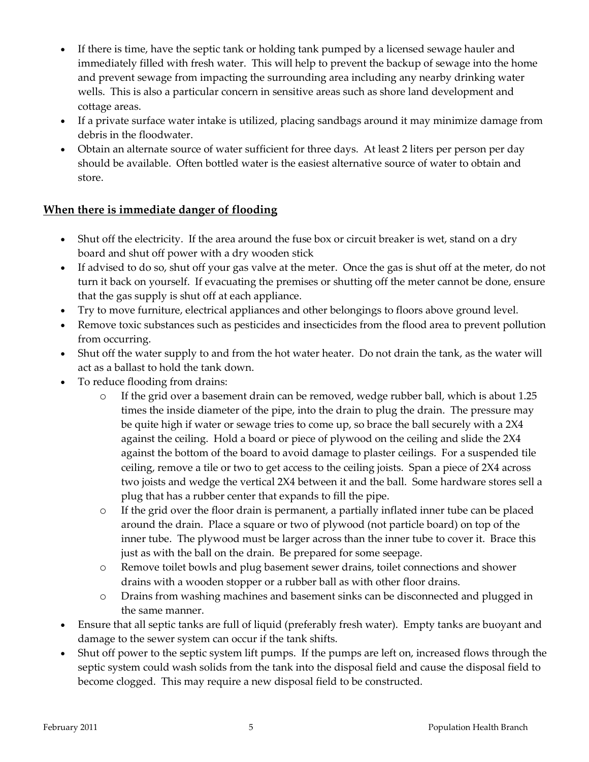- If there is time, have the septic tank or holding tank pumped by a licensed sewage hauler and immediately filled with fresh water. This will help to prevent the backup of sewage into the home and prevent sewage from impacting the surrounding area including any nearby drinking water wells. This is also a particular concern in sensitive areas such as shore land development and cottage areas.
- If a private surface water intake is utilized, placing sandbags around it may minimize damage from debris in the floodwater.
- Obtain an alternate source of water sufficient for three days. At least 2 liters per person per day should be available. Often bottled water is the easiest alternative source of water to obtain and store.

## When there is immediate danger of flooding

- Shut off the electricity. If the area around the fuse box or circuit breaker is wet, stand on a dry board and shut off power with a dry wooden stick
- If advised to do so, shut off your gas valve at the meter. Once the gas is shut off at the meter, do not turn it back on yourself. If evacuating the premises or shutting off the meter cannot be done, ensure that the gas supply is shut off at each appliance.
- Try to move furniture, electrical appliances and other belongings to floors above ground level.
- Remove toxic substances such as pesticides and insecticides from the flood area to prevent pollution from occurring.
- Shut off the water supply to and from the hot water heater. Do not drain the tank, as the water will act as a ballast to hold the tank down.
- To reduce flooding from drains:
    - If the grid over a basement drain can be removed, wedge rubber ball, which is about 1.25 times the inside diameter of the pipe, into the drain to plug the drain. The pressure may be quite high if water or sewage tries to come up, so brace the ball securely with a 2X4 against the ceiling. Hold a board or piece of plywood on the ceiling and slide the 2X4 against the bottom of the board to avoid damage to plaster ceilings. For a suspended tile ceiling, remove a tile or two to get access to the ceiling joists. Span a piece of 2X4 across two joists and wedge the vertical 2X4 between it and the ball. Some hardware stores sell a plug that has a rubber center that expands to fill the pipe.
    - If the grid over the floor drain is permanent, a partially inflated inner tube can be placed around the drain. Place a square or two of plywood (not particle board) on top of the inner tube. The plywood must be larger across than the inner tube to cover it. Brace this just as with the ball on the drain. Be prepared for some seepage.
    - Remove toilet bowls and plug basement sewer drains, toilet connections and shower drains with a wooden stopper or a rubber ball as with other floor drains.
    - Drains from washing machines and basement sinks can be disconnected and plugged in the same manner.
- Ensure that all septic tanks are full of liquid (preferably fresh water). Empty tanks are buoyant and damage to the sewer system can occur if the tank shifts.
- Shut off power to the septic system lift pumps. If the pumps are left on, increased flows through the septic system could wash solids from the tank into the disposal field and cause the disposal field to become clogged. This may require a new disposal field to be constructed.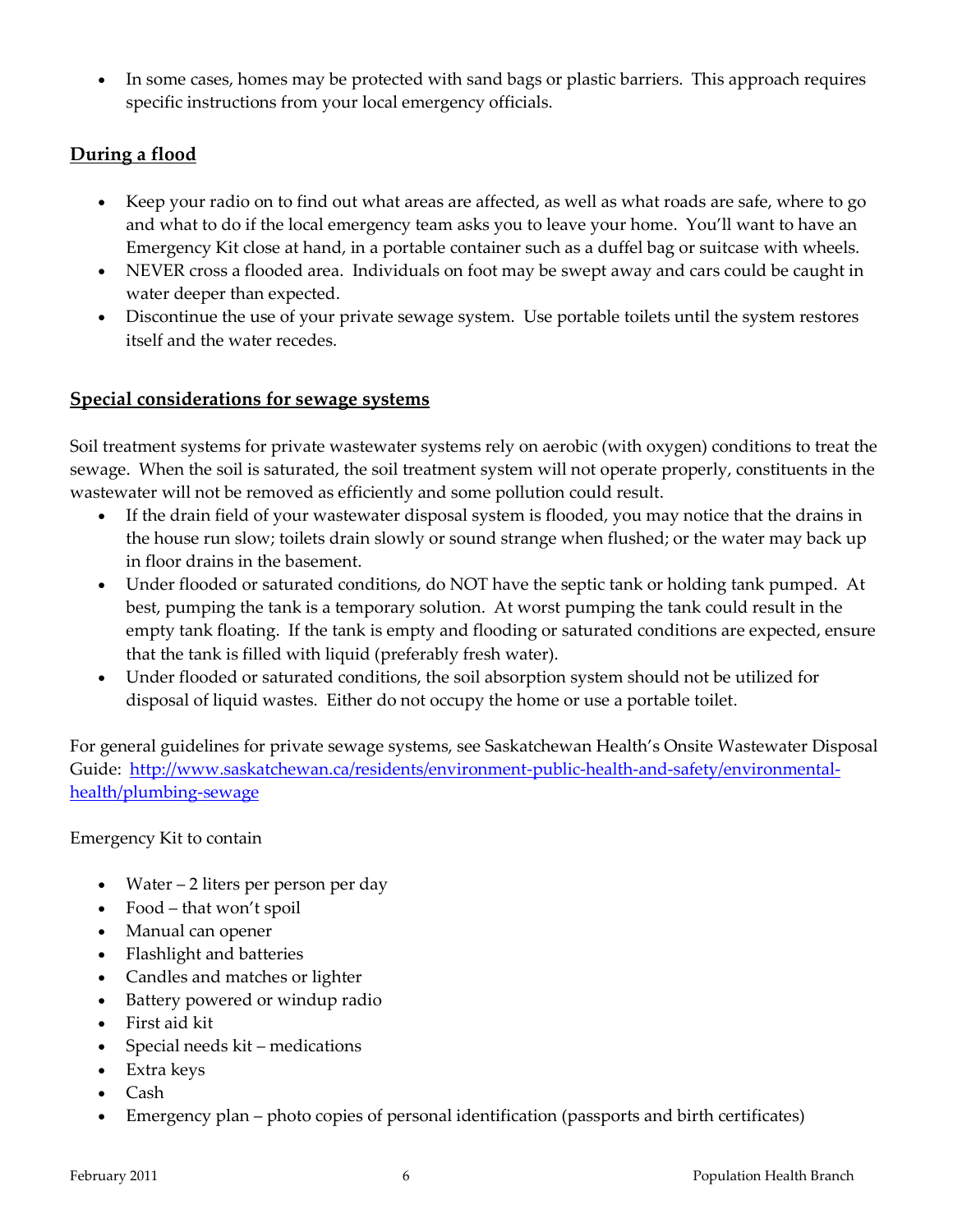- In some cases, homes may be protected with sand bags or plastic barriers. This approach requires specific instructions from your local emergency officials.

## During a flood

- Keep your radio on to find out what areas are affected, as well as what roads are safe, where to go and what to do if the local emergency team asks you to leave your home. You'll want to have an Emergency Kit close at hand, in a portable container such as a duffel bag or suitcase with wheels.
- NEVER cross a flooded area. Individuals on foot may be swept away and cars could be caught in water deeper than expected.
- Discontinue the use of your private sewage system. Use portable toilets until the system restores itself and the water recedes.

## Special considerations for sewage systems

Soil treatment systems for private wastewater systems rely on aerobic (with oxygen) conditions to treat the sewage. When the soil is saturated, the soil treatment system will not operate properly, constituents in the wastewater will not be removed as efficiently and some pollution could result.

- If the drain field of your wastewater disposal system is flooded, you may notice that the drains in the house run slow; toilets drain slowly or sound strange when flushed; or the water may back up in floor drains in the basement.
- Under flooded or saturated conditions, do NOT have the septic tank or holding tank pumped. At best, pumping the tank is a temporary solution. At worst pumping the tank could result in the empty tank floating. If the tank is empty and flooding or saturated conditions are expected, ensure that the tank is filled with liquid (preferably fresh water).
- Under flooded or saturated conditions, the soil absorption system should not be utilized for disposal of liquid wastes. Either do not occupy the home or use a portable toilet.

For general guidelines for private sewage systems, see Saskatchewan Health's Onsite Wastewater Disposal Guide: [http://www.saskatchewan.ca/residents/environment-public-health-and-safety/environmental-health/plumbing-sewage](http://www.saskatchewan.ca/residents/environment-public-health-and-safety/environmental-health/plumbing-sewage)

Emergency Kit to contain

- Water – 2 liters per person per day
- Food – that won't spoil
- Manual can opener
- Flashlight and batteries
- Candles and matches or lighter
- Battery powered or windup radio
- First aid kit
- Special needs kit – medications
- Extra keys
- Cash
- Emergency plan – photo copies of personal identification (passports and birth certificates)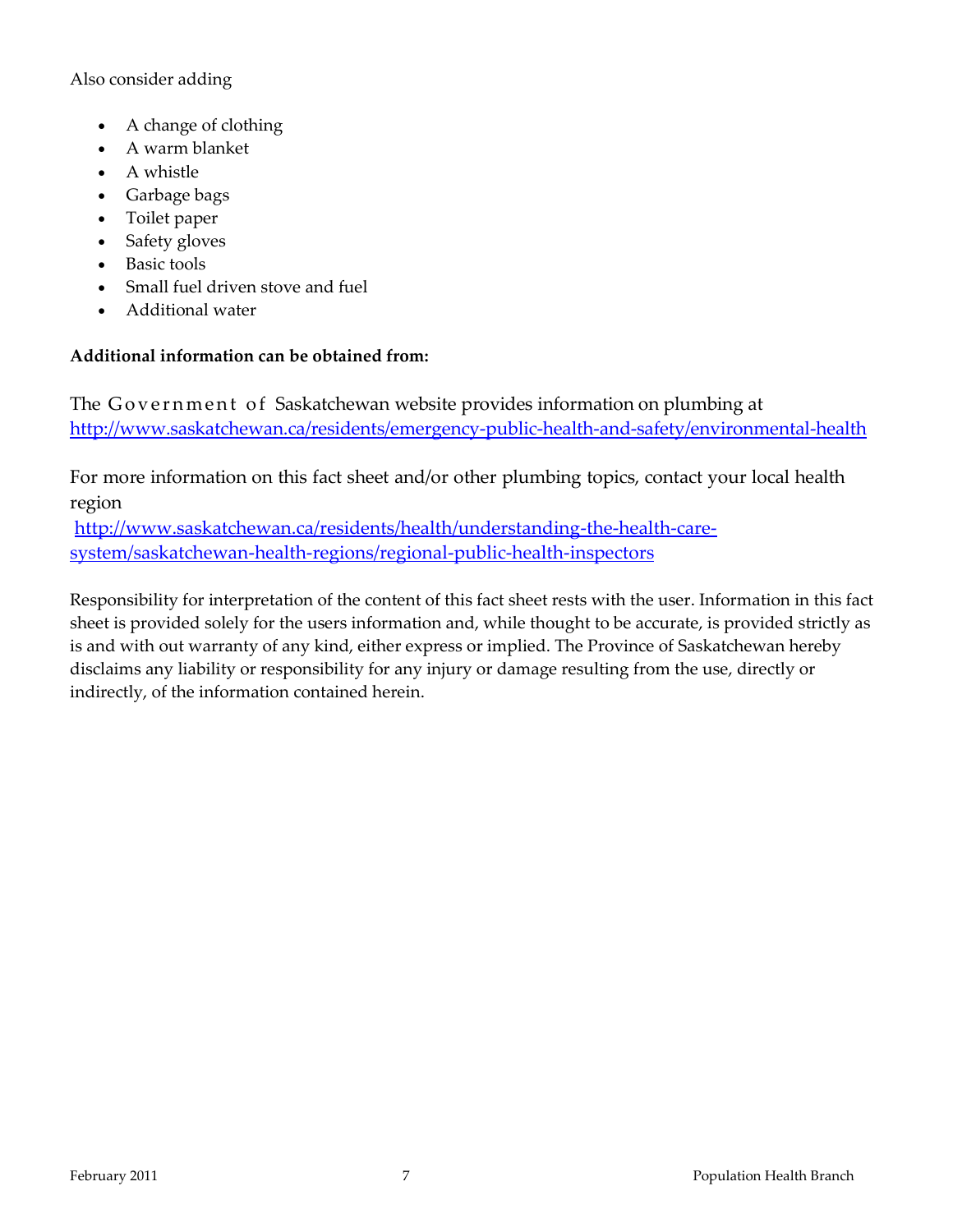Also consider adding

- A change of clothing
- A warm blanket
- A whistle
- Garbage bags
- Toilet paper
- Safety gloves
- Basic tools
- Small fuel driven stove and fuel
- Additional water

**Additional information can be obtained from:**

The Government of Saskatchewan website provides information on plumbing at http://www.saskatchewan.ca/residents/emergency-public-health-and-safety/environmental-health

For more information on this fact sheet and/or other plumbing topics, contact your local health region http://www.saskatchewan.ca/residents/health/understanding-the-health-care-system/saskatchewan-health-regions/regional-public-health-inspectors

Responsibility for interpretation of the content of this fact sheet rests with the user. Information in this fact sheet is provided solely for the users information and, while thought to be accurate, is provided strictly as is and with out warranty of any kind, either express or implied. The Province of Saskatchewan hereby disclaims any liability or responsibility for any injury or damage resulting from the use, directly or indirectly, of the information contained herein.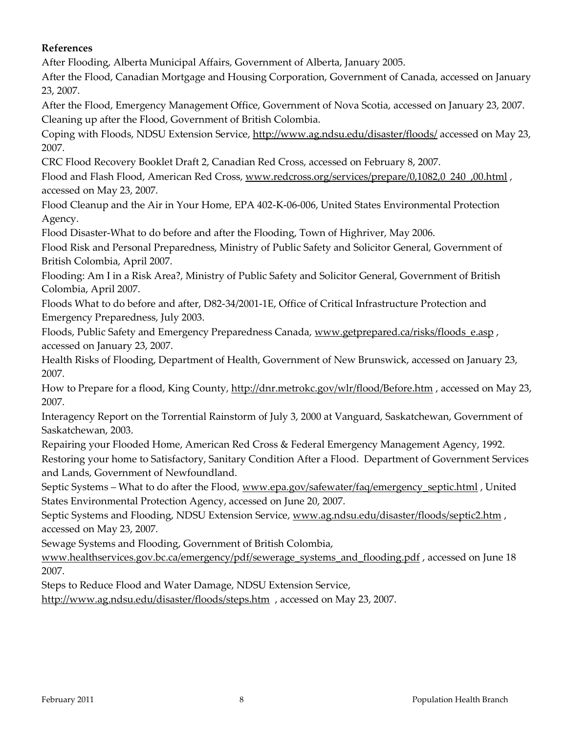**References**

After Flooding, Alberta Municipal Affairs, Government of Alberta, January 2005.

After the Flood, Canadian Mortgage and Housing Corporation, Government of Canada, accessed on January 23, 2007.

After the Flood, Emergency Management Office, Government of Nova Scotia, accessed on January 23, 2007.

Cleaning up after the Flood, Government of British Colombia.

Coping with Floods, NDSU Extension Service, http://www.ag.ndsu.edu/disaster/floods/ accessed on May 23, 2007.

CRC Flood Recovery Booklet Draft 2, Canadian Red Cross, accessed on February 8, 2007.

Flood and Flash Flood, American Red Cross, www.redcross.org/services/prepare/0,1082,0_240_,00.html , accessed on May 23, 2007.

Flood Cleanup and the Air in Your Home, EPA 402-K-06-006, United States Environmental Protection Agency.

Flood Disaster-What to do before and after the Flooding, Town of Highriver, May 2006.

Flood Risk and Personal Preparedness, Ministry of Public Safety and Solicitor General, Government of British Colombia, April 2007.

Flooding: Am I in a Risk Area?, Ministry of Public Safety and Solicitor General, Government of British Colombia, April 2007.

Floods What to do before and after, D82-34/2001-1E, Office of Critical Infrastructure Protection and Emergency Preparedness, July 2003.

Floods, Public Safety and Emergency Preparedness Canada, www.getprepared.ca/risks/floods_e.asp , accessed on January 23, 2007.

Health Risks of Flooding, Department of Health, Government of New Brunswick, accessed on January 23, 2007.

How to Prepare for a flood, King County, http://dnr.metrokc.gov/wlr/flood/Before.htm , accessed on May 23, 2007.

Interagency Report on the Torrential Rainstorm of July 3, 2000 at Vanguard, Saskatchewan, Government of Saskatchewan, 2003.

Repairing your Flooded Home, American Red Cross & Federal Emergency Management Agency, 1992.

Restoring your home to Satisfactory, Sanitary Condition After a Flood. Department of Government Services and Lands, Government of Newfoundland.

Septic Systems – What to do after the Flood, www.epa.gov/safewater/faq/emergency_septic.html , United States Environmental Protection Agency, accessed on June 20, 2007.

Septic Systems and Flooding, NDSU Extension Service, www.ag.ndsu.edu/disaster/floods/septic2.htm , accessed on May 23, 2007.

Sewage Systems and Flooding, Government of British Colombia, www.healthservices.gov.bc.ca/emergency/pdf/sewerage_systems_and_flooding.pdf , accessed on June 18 2007.

Steps to Reduce Flood and Water Damage, NDSU Extension Service, http://www.ag.ndsu.edu/disaster/floods/steps.htm , accessed on May 23, 2007.